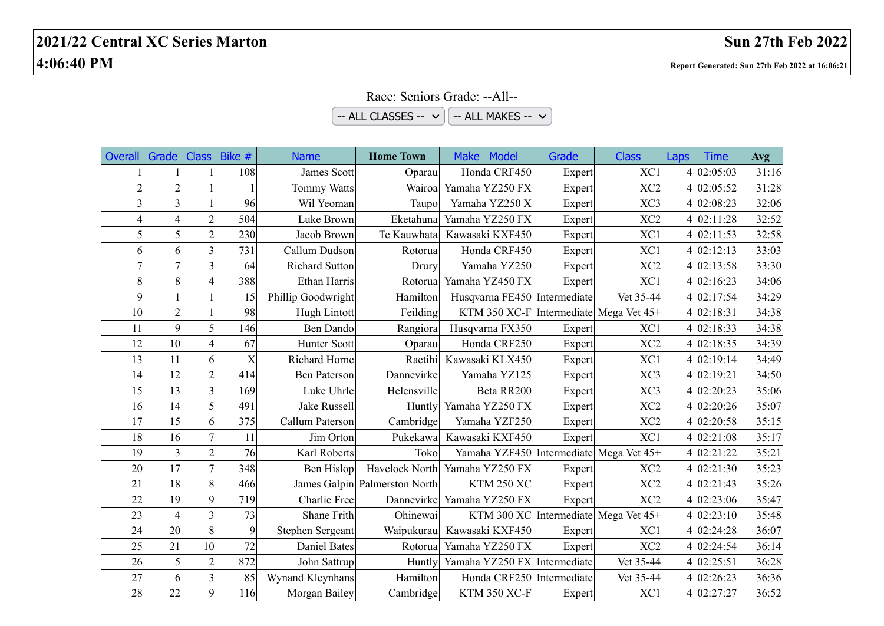# 2021/22 Central XC Series Marton

**Sun 27th Feb 2022**

**4:06:40 PM**

**Report Generated: Sun 27th Feb 2022 at 16:06:21**

Race: Seniors Grade: --All--

-- ALL CLASSES -- | -- ALL MAKES --

| Overall | Grade | Class | Bike # | Name | Home Town | Make Model | Grade | Class | Laps | Time | Avg |
|---|---|---|---|---|---|---|---|---|---|---|---|
| 1 | 1 | 1 | 108 | James Scott | Oparau | Honda CRF450 | Expert | XC1 | 4 | 02:05:03 | 31:16 |
| 2 | 2 | 1 | 1 | Tommy Watts | Wairoa | Yamaha YZ250 FX | Expert | XC2 | 4 | 02:05:52 | 31:28 |
| 3 | 3 | 1 | 96 | Wil Yeoman | Taupo | Yamaha YZ250 X | Expert | XC3 | 4 | 02:08:23 | 32:06 |
| 4 | 4 | 2 | 504 | Luke Brown | Eketahuna | Yamaha YZ250 FX | Expert | XC2 | 4 | 02:11:28 | 32:52 |
| 5 | 5 | 2 | 230 | Jacob Brown | Te Kauwhata | Kawasaki KXF450 | Expert | XC1 | 4 | 02:11:53 | 32:58 |
| 6 | 6 | 3 | 731 | Callum Dudson | Rotorua | Honda CRF450 | Expert | XC1 | 4 | 02:12:13 | 33:03 |
| 7 | 7 | 3 | 64 | Richard Sutton | Drury | Yamaha YZ250 | Expert | XC2 | 4 | 02:13:58 | 33:30 |
| 8 | 8 | 4 | 388 | Ethan Harris | Rotorua | Yamaha YZ450 FX | Expert | XC1 | 4 | 02:16:23 | 34:06 |
| 9 | 1 | 1 | 15 | Phillip Goodwright | Hamilton | Husqvarna FE450 | Intermediate | Vet 35-44 | 4 | 02:17:54 | 34:29 |
| 10 | 2 | 1 | 98 | Hugh Lintott | Feilding | KTM 350 XC-F | Intermediate | Mega Vet 45+ | 4 | 02:18:31 | 34:38 |
| 11 | 9 | 5 | 146 | Ben Dando | Rangiora | Husqvarna FX350 | Expert | XC1 | 4 | 02:18:33 | 34:38 |
| 12 | 10 | 4 | 67 | Hunter Scott | Oparau | Honda CRF250 | Expert | XC2 | 4 | 02:18:35 | 34:39 |
| 13 | 11 | 6 | X | Richard Horne | Raetihi | Kawasaki KLX450 | Expert | XC1 | 4 | 02:19:14 | 34:49 |
| 14 | 12 | 2 | 414 | Ben Paterson | Dannevirke | Yamaha YZ125 | Expert | XC3 | 4 | 02:19:21 | 34:50 |
| 15 | 13 | 3 | 169 | Luke Uhrle | Helensville | Beta RR200 | Expert | XC3 | 4 | 02:20:23 | 35:06 |
| 16 | 14 | 5 | 491 | Jake Russell | Huntly | Yamaha YZ250 FX | Expert | XC2 | 4 | 02:20:26 | 35:07 |
| 17 | 15 | 6 | 375 | Callum Paterson | Cambridge | Yamaha YZF250 | Expert | XC2 | 4 | 02:20:58 | 35:15 |
| 18 | 16 | 7 | 11 | Jim Orton | Pukekawa | Kawasaki KXF450 | Expert | XC1 | 4 | 02:21:08 | 35:17 |
| 19 | 3 | 2 | 76 | Karl Roberts | Toko | Yamaha YZF450 | Intermediate | Mega Vet 45+ | 4 | 02:21:22 | 35:21 |
| 20 | 17 | 7 | 348 | Ben Hislop | Havelock North | Yamaha YZ250 FX | Expert | XC2 | 4 | 02:21:30 | 35:23 |
| 21 | 18 | 8 | 466 | James Galpin | Palmerston North | KTM 250 XC | Expert | XC2 | 4 | 02:21:43 | 35:26 |
| 22 | 19 | 9 | 719 | Charlie Free | Dannevirke | Yamaha YZ250 FX | Expert | XC2 | 4 | 02:23:06 | 35:47 |
| 23 | 4 | 3 | 73 | Shane Frith | Ohinewai | KTM 300 XC | Intermediate | Mega Vet 45+ | 4 | 02:23:10 | 35:48 |
| 24 | 20 | 8 | 9 | Stephen Sergeant | Waipukurau | Kawasaki KXF450 | Expert | XC1 | 4 | 02:24:28 | 36:07 |
| 25 | 21 | 10 | 72 | Daniel Bates | Rotorua | Yamaha YZ250 FX | Expert | XC2 | 4 | 02:24:54 | 36:14 |
| 26 | 5 | 2 | 872 | John Sattrup | Huntly | Yamaha YZ250 FX | Intermediate | Vet 35-44 | 4 | 02:25:51 | 36:28 |
| 27 | 6 | 3 | 85 | Wynand Kleynhans | Hamilton | Honda CRF250 | Intermediate | Vet 35-44 | 4 | 02:26:23 | 36:36 |
| 28 | 22 | 9 | 116 | Morgan Bailey | Cambridge | KTM 350 XC-F | Expert | XC1 | 4 | 02:27:27 | 36:52 |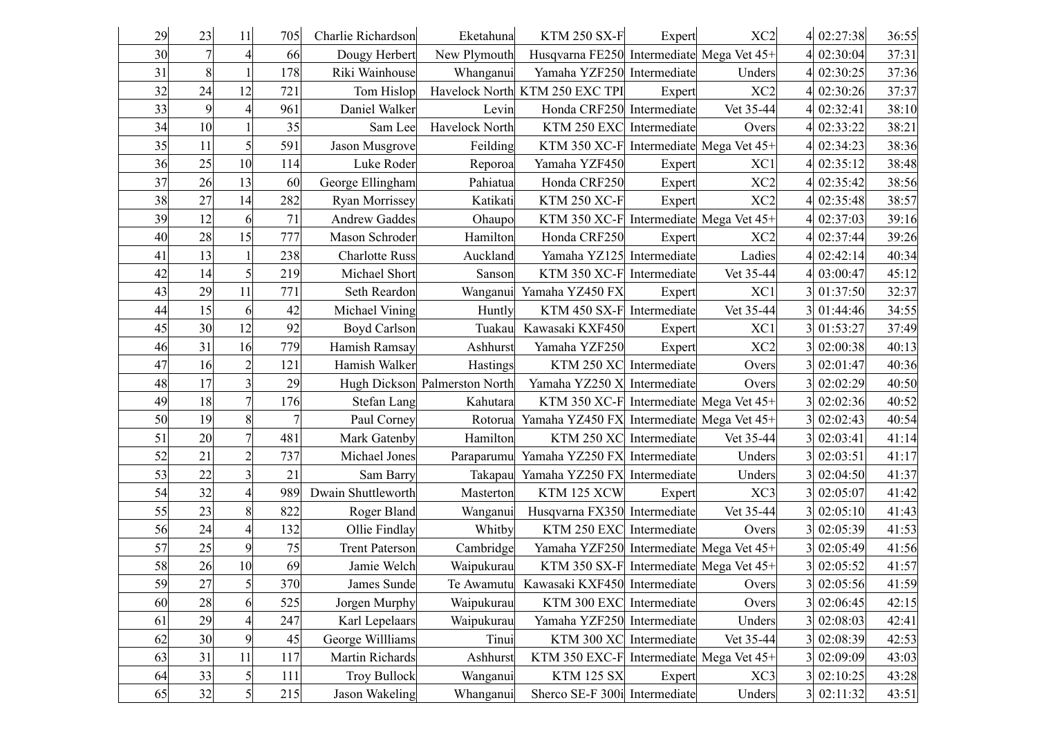| | | | | | | | | | | | |
|---|---|---|---|---|---|---|---|---|---|---|---|
| 29 | 23 | 11 | 705 | Charlie Richardson | Eketahuna | KTM 250 SX-F | Expert | XC2 | 4 | 02:27:38 | 36:55 |
| 30 | 7 | 4 | 66 | Dougy Herbert | New Plymouth | Husqvarna FE250 | Intermediate | Mega Vet 45+ | 4 | 02:30:04 | 37:31 |
| 31 | 8 | 1 | 178 | Riki Wainhouse | Whanganui | Yamaha YZF250 | Intermediate | Unders | 4 | 02:30:25 | 37:36 |
| 32 | 24 | 12 | 721 | Tom Hislop | Havelock North | KTM 250 EXC TPI | Expert | XC2 | 4 | 02:30:26 | 37:37 |
| 33 | 9 | 4 | 961 | Daniel Walker | Levin | Honda CRF250 | Intermediate | Vet 35-44 | 4 | 02:32:41 | 38:10 |
| 34 | 10 | 1 | 35 | Sam Lee | Havelock North | KTM 250 EXC | Intermediate | Overs | 4 | 02:33:22 | 38:21 |
| 35 | 11 | 5 | 591 | Jason Musgrove | Feilding | KTM 350 XC-F | Intermediate | Mega Vet 45+ | 4 | 02:34:23 | 38:36 |
| 36 | 25 | 10 | 114 | Luke Roder | Reporoa | Yamaha YZF450 | Expert | XC1 | 4 | 02:35:12 | 38:48 |
| 37 | 26 | 13 | 60 | George Ellingham | Pahiatua | Honda CRF250 | Expert | XC2 | 4 | 02:35:42 | 38:56 |
| 38 | 27 | 14 | 282 | Ryan Morrissey | Katikati | KTM 250 XC-F | Expert | XC2 | 4 | 02:35:48 | 38:57 |
| 39 | 12 | 6 | 71 | Andrew Gaddes | Ohaupo | KTM 350 XC-F | Intermediate | Mega Vet 45+ | 4 | 02:37:03 | 39:16 |
| 40 | 28 | 15 | 777 | Mason Schroder | Hamilton | Honda CRF250 | Expert | XC2 | 4 | 02:37:44 | 39:26 |
| 41 | 13 | 1 | 238 | Charlotte Russ | Auckland | Yamaha YZ125 | Intermediate | Ladies | 4 | 02:42:14 | 40:34 |
| 42 | 14 | 5 | 219 | Michael Short | Sanson | KTM 350 XC-F | Intermediate | Vet 35-44 | 4 | 03:00:47 | 45:12 |
| 43 | 29 | 11 | 771 | Seth Reardon | Wanganui | Yamaha YZ450 FX | Expert | XC1 | 3 | 01:37:50 | 32:37 |
| 44 | 15 | 6 | 42 | Michael Vining | Huntly | KTM 450 SX-F | Intermediate | Vet 35-44 | 3 | 01:44:46 | 34:55 |
| 45 | 30 | 12 | 92 | Boyd Carlson | Tuakau | Kawasaki KXF450 | Expert | XC1 | 3 | 01:53:27 | 37:49 |
| 46 | 31 | 16 | 779 | Hamish Ramsay | Ashhurst | Yamaha YZF250 | Expert | XC2 | 3 | 02:00:38 | 40:13 |
| 47 | 16 | 2 | 121 | Hamish Walker | Hastings | KTM 250 XC | Intermediate | Overs | 3 | 02:01:47 | 40:36 |
| 48 | 17 | 3 | 29 | Hugh Dickson | Palmerston North | Yamaha YZ250 X | Intermediate | Overs | 3 | 02:02:29 | 40:50 |
| 49 | 18 | 7 | 176 | Stefan Lang | Kahutara | KTM 350 XC-F | Intermediate | Mega Vet 45+ | 3 | 02:02:36 | 40:52 |
| 50 | 19 | 8 | 7 | Paul Corney | Rotorua | Yamaha YZ450 FX | Intermediate | Mega Vet 45+ | 3 | 02:02:43 | 40:54 |
| 51 | 20 | 7 | 481 | Mark Gatenby | Hamilton | KTM 250 XC | Intermediate | Vet 35-44 | 3 | 02:03:41 | 41:14 |
| 52 | 21 | 2 | 737 | Michael Jones | Paraparumu | Yamaha YZ250 FX | Intermediate | Unders | 3 | 02:03:51 | 41:17 |
| 53 | 22 | 3 | 21 | Sam Barry | Takapau | Yamaha YZ250 FX | Intermediate | Unders | 3 | 02:04:50 | 41:37 |
| 54 | 32 | 4 | 989 | Dwain Shuttleworth | Masterton | KTM 125 XCW | Expert | XC3 | 3 | 02:05:07 | 41:42 |
| 55 | 23 | 8 | 822 | Roger Bland | Wanganui | Husqvarna FX350 | Intermediate | Vet 35-44 | 3 | 02:05:10 | 41:43 |
| 56 | 24 | 4 | 132 | Ollie Findlay | Whitby | KTM 250 EXC | Intermediate | Overs | 3 | 02:05:39 | 41:53 |
| 57 | 25 | 9 | 75 | Trent Paterson | Cambridge | Yamaha YZF250 | Intermediate | Mega Vet 45+ | 3 | 02:05:49 | 41:56 |
| 58 | 26 | 10 | 69 | Jamie Welch | Waipukurau | KTM 350 SX-F | Intermediate | Mega Vet 45+ | 3 | 02:05:52 | 41:57 |
| 59 | 27 | 5 | 370 | James Sunde | Te Awamutu | Kawasaki KXF450 | Intermediate | Overs | 3 | 02:05:56 | 41:59 |
| 60 | 28 | 6 | 525 | Jorgen Murphy | Waipukurau | KTM 300 EXC | Intermediate | Overs | 3 | 02:06:45 | 42:15 |
| 61 | 29 | 4 | 247 | Karl Lepelaars | Waipukurau | Yamaha YZF250 | Intermediate | Unders | 3 | 02:08:03 | 42:41 |
| 62 | 30 | 9 | 45 | George Willliams | Tinui | KTM 300 XC | Intermediate | Vet 35-44 | 3 | 02:08:39 | 42:53 |
| 63 | 31 | 11 | 117 | Martin Richards | Ashhurst | KTM 350 EXC-F | Intermediate | Mega Vet 45+ | 3 | 02:09:09 | 43:03 |
| 64 | 33 | 5 | 111 | Troy Bullock | Wanganui | KTM 125 SX | Expert | XC3 | 3 | 02:10:25 | 43:28 |
| 65 | 32 | 5 | 215 | Jason Wakeling | Whanganui | Sherco SE-F 300i | Intermediate | Unders | 3 | 02:11:32 | 43:51 |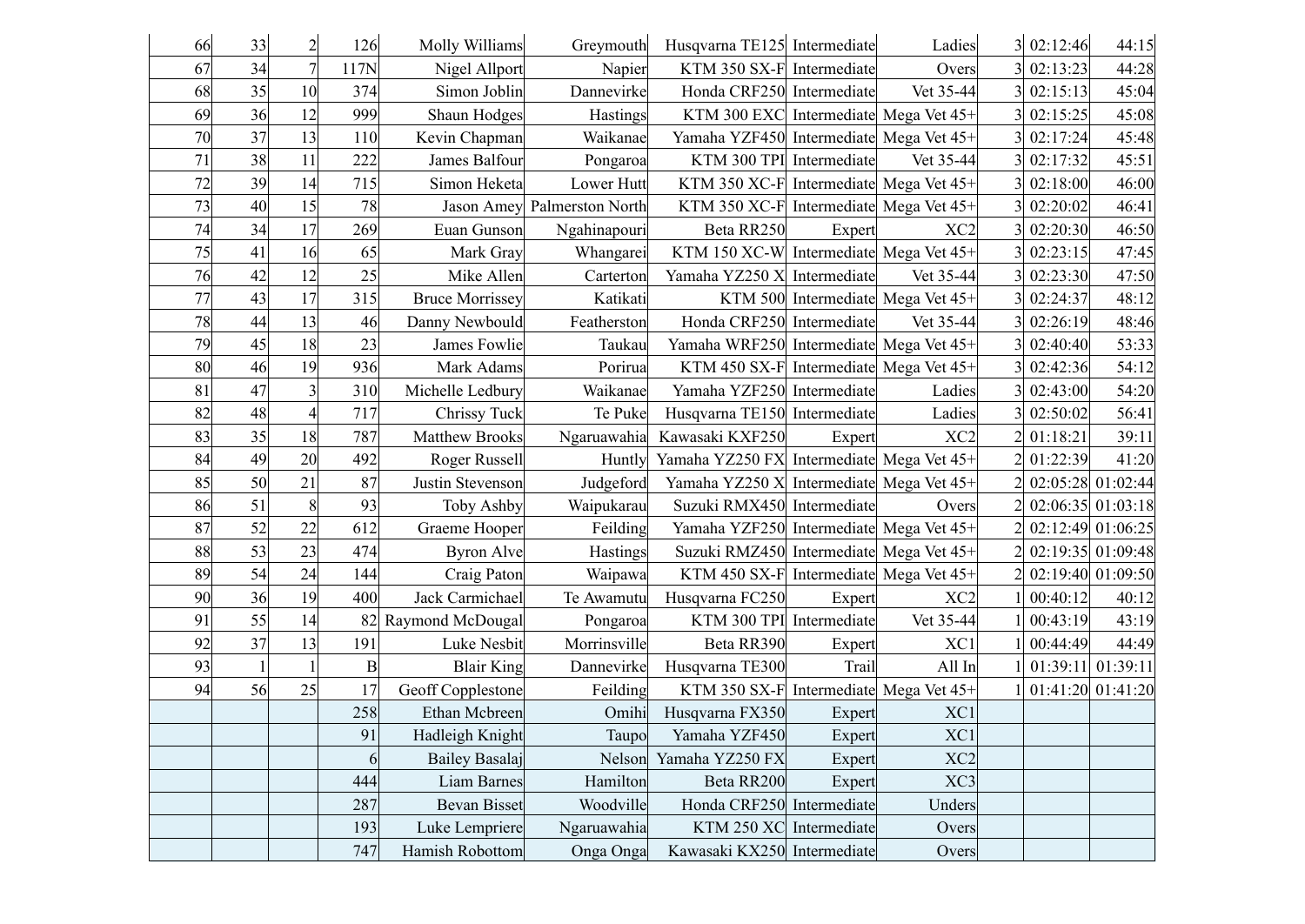| | | | | | | | | | | | |
|---|---|---|---|---|---|---|---|---|---|---|---|
| 66 | 33 | 2 | 126 | Molly Williams | Greymouth | Husqvarna TE125 | Intermediate | Ladies | 3 | 02:12:46 | 44:15 |
| 67 | 34 | 7 | 117N | Nigel Allport | Napier | KTM 350 SX-F | Intermediate | Overs | 3 | 02:13:23 | 44:28 |
| 68 | 35 | 10 | 374 | Simon Joblin | Dannevirke | Honda CRF250 | Intermediate | Vet 35-44 | 3 | 02:15:13 | 45:04 |
| 69 | 36 | 12 | 999 | Shaun Hodges | Hastings | KTM 300 EXC | Intermediate | Mega Vet 45+ | 3 | 02:15:25 | 45:08 |
| 70 | 37 | 13 | 110 | Kevin Chapman | Waikanae | Yamaha YZF450 | Intermediate | Mega Vet 45+ | 3 | 02:17:24 | 45:48 |
| 71 | 38 | 11 | 222 | James Balfour | Pongaroa | KTM 300 TPI | Intermediate | Vet 35-44 | 3 | 02:17:32 | 45:51 |
| 72 | 39 | 14 | 715 | Simon Heketa | Lower Hutt | KTM 350 XC-F | Intermediate | Mega Vet 45+ | 3 | 02:18:00 | 46:00 |
| 73 | 40 | 15 | 78 | Jason Amey | Palmerston North | KTM 350 XC-F | Intermediate | Mega Vet 45+ | 3 | 02:20:02 | 46:41 |
| 74 | 34 | 17 | 269 | Euan Gunson | Ngahinapouri | Beta RR250 | Expert | XC2 | 3 | 02:20:30 | 46:50 |
| 75 | 41 | 16 | 65 | Mark Gray | Whangarei | KTM 150 XC-W | Intermediate | Mega Vet 45+ | 3 | 02:23:15 | 47:45 |
| 76 | 42 | 12 | 25 | Mike Allen | Carterton | Yamaha YZ250 X | Intermediate | Vet 35-44 | 3 | 02:23:30 | 47:50 |
| 77 | 43 | 17 | 315 | Bruce Morrissey | Katikati | KTM 500 | Intermediate | Mega Vet 45+ | 3 | 02:24:37 | 48:12 |
| 78 | 44 | 13 | 46 | Danny Newbould | Featherston | Honda CRF250 | Intermediate | Vet 35-44 | 3 | 02:26:19 | 48:46 |
| 79 | 45 | 18 | 23 | James Fowlie | Taukau | Yamaha WRF250 | Intermediate | Mega Vet 45+ | 3 | 02:40:40 | 53:33 |
| 80 | 46 | 19 | 936 | Mark Adams | Porirua | KTM 450 SX-F | Intermediate | Mega Vet 45+ | 3 | 02:42:36 | 54:12 |
| 81 | 47 | 3 | 310 | Michelle Ledbury | Waikanae | Yamaha YZF250 | Intermediate | Ladies | 3 | 02:43:00 | 54:20 |
| 82 | 48 | 4 | 717 | Chrissy Tuck | Te Puke | Husqvarna TE150 | Intermediate | Ladies | 3 | 02:50:02 | 56:41 |
| 83 | 35 | 18 | 787 | Matthew Brooks | Ngaruawahia | Kawasaki KXF250 | Expert | XC2 | 2 | 01:18:21 | 39:11 |
| 84 | 49 | 20 | 492 | Roger Russell | Huntly | Yamaha YZ250 FX | Intermediate | Mega Vet 45+ | 2 | 01:22:39 | 41:20 |
| 85 | 50 | 21 | 87 | Justin Stevenson | Judgeford | Yamaha YZ250 X | Intermediate | Mega Vet 45+ | 2 | 02:05:28 | 01:02:44 |
| 86 | 51 | 8 | 93 | Toby Ashby | Waipukarau | Suzuki RMX450 | Intermediate | Overs | 2 | 02:06:35 | 01:03:18 |
| 87 | 52 | 22 | 612 | Graeme Hooper | Feilding | Yamaha YZF250 | Intermediate | Mega Vet 45+ | 2 | 02:12:49 | 01:06:25 |
| 88 | 53 | 23 | 474 | Byron Alve | Hastings | Suzuki RMZ450 | Intermediate | Mega Vet 45+ | 2 | 02:19:35 | 01:09:48 |
| 89 | 54 | 24 | 144 | Craig Paton | Waipawa | KTM 450 SX-F | Intermediate | Mega Vet 45+ | 2 | 02:19:40 | 01:09:50 |
| 90 | 36 | 19 | 400 | Jack Carmichael | Te Awamutu | Husqvarna FC250 | Expert | XC2 | 1 | 00:40:12 | 40:12 |
| 91 | 55 | 14 | 82 | Raymond McDougal | Pongaroa | KTM 300 TPI | Intermediate | Vet 35-44 | 1 | 00:43:19 | 43:19 |
| 92 | 37 | 13 | 191 | Luke Nesbit | Morrinsville | Beta RR390 | Expert | XC1 | 1 | 00:44:49 | 44:49 |
| 93 | 1 | 1 | B | Blair King | Dannevirke | Husqvarna TE300 | Trail | All In | 1 | 01:39:11 | 01:39:11 |
| 94 | 56 | 25 | 17 | Geoff Copplestone | Feilding | KTM 350 SX-F | Intermediate | Mega Vet 45+ | 1 | 01:41:20 | 01:41:20 |
| | | | 258 | Ethan Mcbreen | Omihi | Husqvarna FX350 | Expert | XC1 | | | |
| | | | 91 | Hadleigh Knight | Taupo | Yamaha YZF450 | Expert | XC1 | | | |
| | | | 6 | Bailey Basalaj | Nelson | Yamaha YZ250 FX | Expert | XC2 | | | |
| | | | 444 | Liam Barnes | Hamilton | Beta RR200 | Expert | XC3 | | | |
| | | | 287 | Bevan Bisset | Woodville | Honda CRF250 | Intermediate | Unders | | | |
| | | | 193 | Luke Lempriere | Ngaruawahia | KTM 250 XC | Intermediate | Overs | | | |
| | | | 747 | Hamish Robottom | Onga Onga | Kawasaki KX250 | Intermediate | Overs | | | |